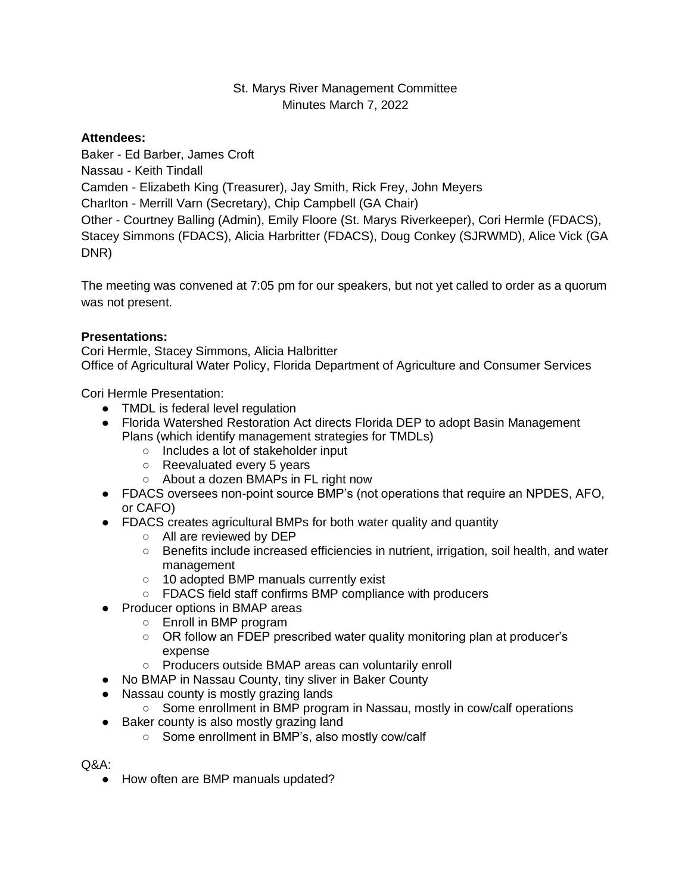St. Marys River Management Committee
Minutes March 7, 2022

**Attendees:**
Baker - Ed Barber, James Croft
Nassau - Keith Tindall
Camden - Elizabeth King (Treasurer), Jay Smith, Rick Frey, John Meyers
Charlton - Merrill Varn (Secretary), Chip Campbell (GA Chair)
Other - Courtney Balling (Admin), Emily Floore (St. Marys Riverkeeper), Cori Hermle (FDACS), Stacey Simmons (FDACS), Alicia Harbritter (FDACS), Doug Conkey (SJRWMD), Alice Vick (GA DNR)

The meeting was convened at 7:05 pm for our speakers, but not yet called to order as a quorum was not present.

**Presentations:**
Cori Hermle, Stacey Simmons, Alicia Halbritter
Office of Agricultural Water Policy, Florida Department of Agriculture and Consumer Services

Cori Hermle Presentation:

- TMDL is federal level regulation
- Florida Watershed Restoration Act directs Florida DEP to adopt Basin Management Plans (which identify management strategies for TMDLs)
  - Includes a lot of stakeholder input
  - Reevaluated every 5 years
  - About a dozen BMAPs in FL right now
- FDACS oversees non-point source BMP's (not operations that require an NPDES, AFO, or CAFO)
- FDACS creates agricultural BMPs for both water quality and quantity
  - All are reviewed by DEP
  - Benefits include increased efficiencies in nutrient, irrigation, soil health, and water management
  - 10 adopted BMP manuals currently exist
  - FDACS field staff confirms BMP compliance with producers
- Producer options in BMAP areas
  - Enroll in BMP program
  - OR follow an FDEP prescribed water quality monitoring plan at producer's expense
  - Producers outside BMAP areas can voluntarily enroll
- No BMAP in Nassau County, tiny sliver in Baker County
- Nassau county is mostly grazing lands
  - Some enrollment in BMP program in Nassau, mostly in cow/calf operations
- Baker county is also mostly grazing land
  - Some enrollment in BMP's, also mostly cow/calf

Q&A:

- How often are BMP manuals updated?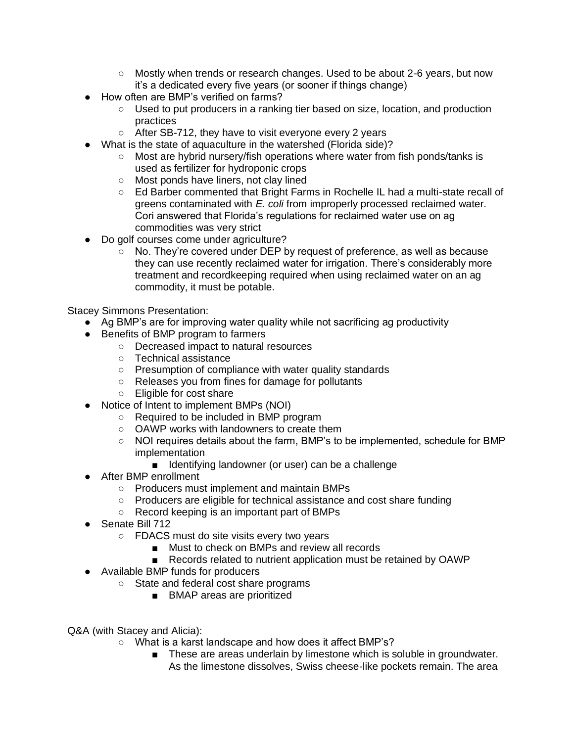- Mostly when trends or research changes. Used to be about 2-6 years, but now it's a dedicated every five years (or sooner if things change)
- How often are BMP's verified on farms?
    - Used to put producers in a ranking tier based on size, location, and production practices
    - After SB-712, they have to visit everyone every 2 years
- What is the state of aquaculture in the watershed (Florida side)?
    - Most are hybrid nursery/fish operations where water from fish ponds/tanks is used as fertilizer for hydroponic crops
    - Most ponds have liners, not clay lined
    - Ed Barber commented that Bright Farms in Rochelle IL had a multi-state recall of greens contaminated with *E. coli* from improperly processed reclaimed water. Cori answered that Florida's regulations for reclaimed water use on ag commodities was very strict
- Do golf courses come under agriculture?
    - No. They're covered under DEP by request of preference, as well as because they can use recently reclaimed water for irrigation. There's considerably more treatment and recordkeeping required when using reclaimed water on an ag commodity, it must be potable.

Stacey Simmons Presentation:

- Ag BMP's are for improving water quality while not sacrificing ag productivity
- Benefits of BMP program to farmers
    - Decreased impact to natural resources
    - Technical assistance
    - Presumption of compliance with water quality standards
    - Releases you from fines for damage for pollutants
    - Eligible for cost share
- Notice of Intent to implement BMPs (NOI)
    - Required to be included in BMP program
    - OAWP works with landowners to create them
    - NOI requires details about the farm, BMP's to be implemented, schedule for BMP implementation
        - Identifying landowner (or user) can be a challenge
- After BMP enrollment
    - Producers must implement and maintain BMPs
    - Producers are eligible for technical assistance and cost share funding
    - Record keeping is an important part of BMPs
- Senate Bill 712
    - FDACS must do site visits every two years
        - Must to check on BMPs and review all records
        - Records related to nutrient application must be retained by OAWP
- Available BMP funds for producers
    - State and federal cost share programs
        - BMAP areas are prioritized

Q&A (with Stacey and Alicia):

- What is a karst landscape and how does it affect BMP's?
    - These are areas underlain by limestone which is soluble in groundwater. As the limestone dissolves, Swiss cheese-like pockets remain. The area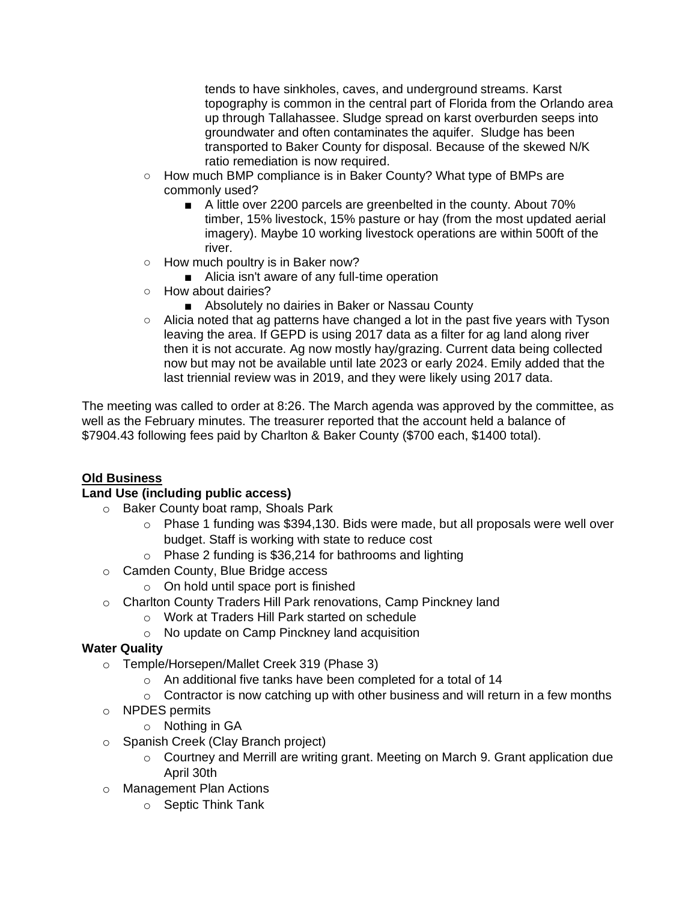tends to have sinkholes, caves, and underground streams. Karst topography is common in the central part of Florida from the Orlando area up through Tallahassee. Sludge spread on karst overburden seeps into groundwater and often contaminates the aquifer. Sludge has been transported to Baker County for disposal. Because of the skewed N/K ratio remediation is now required.

- How much BMP compliance is in Baker County? What type of BMPs are commonly used?
    - A little over 2200 parcels are greenbelted in the county. About 70% timber, 15% livestock, 15% pasture or hay (from the most updated aerial imagery). Maybe 10 working livestock operations are within 500ft of the river.
- How much poultry is in Baker now?
    - Alicia isn't aware of any full-time operation
- How about dairies?
    - Absolutely no dairies in Baker or Nassau County
- Alicia noted that ag patterns have changed a lot in the past five years with Tyson leaving the area. If GEPD is using 2017 data as a filter for ag land along river then it is not accurate. Ag now mostly hay/grazing. Current data being collected now but may not be available until late 2023 or early 2024. Emily added that the last triennial review was in 2019, and they were likely using 2017 data.

The meeting was called to order at 8:26. The March agenda was approved by the committee, as well as the February minutes. The treasurer reported that the account held a balance of $7904.43 following fees paid by Charlton & Baker County ($700 each, $1400 total).

**Old Business**

**Land Use (including public access)**

- Baker County boat ramp, Shoals Park
    - Phase 1 funding was $394,130. Bids were made, but all proposals were well over budget. Staff is working with state to reduce cost
    - Phase 2 funding is $36,214 for bathrooms and lighting
- Camden County, Blue Bridge access
    - On hold until space port is finished
- Charlton County Traders Hill Park renovations, Camp Pinckney land
    - Work at Traders Hill Park started on schedule
    - No update on Camp Pinckney land acquisition

**Water Quality**

- Temple/Horsepen/Mallet Creek 319 (Phase 3)
    - An additional five tanks have been completed for a total of 14
    - Contractor is now catching up with other business and will return in a few months
- NPDES permits
    - Nothing in GA
- Spanish Creek (Clay Branch project)
    - Courtney and Merrill are writing grant. Meeting on March 9. Grant application due April 30th
- Management Plan Actions
    - Septic Think Tank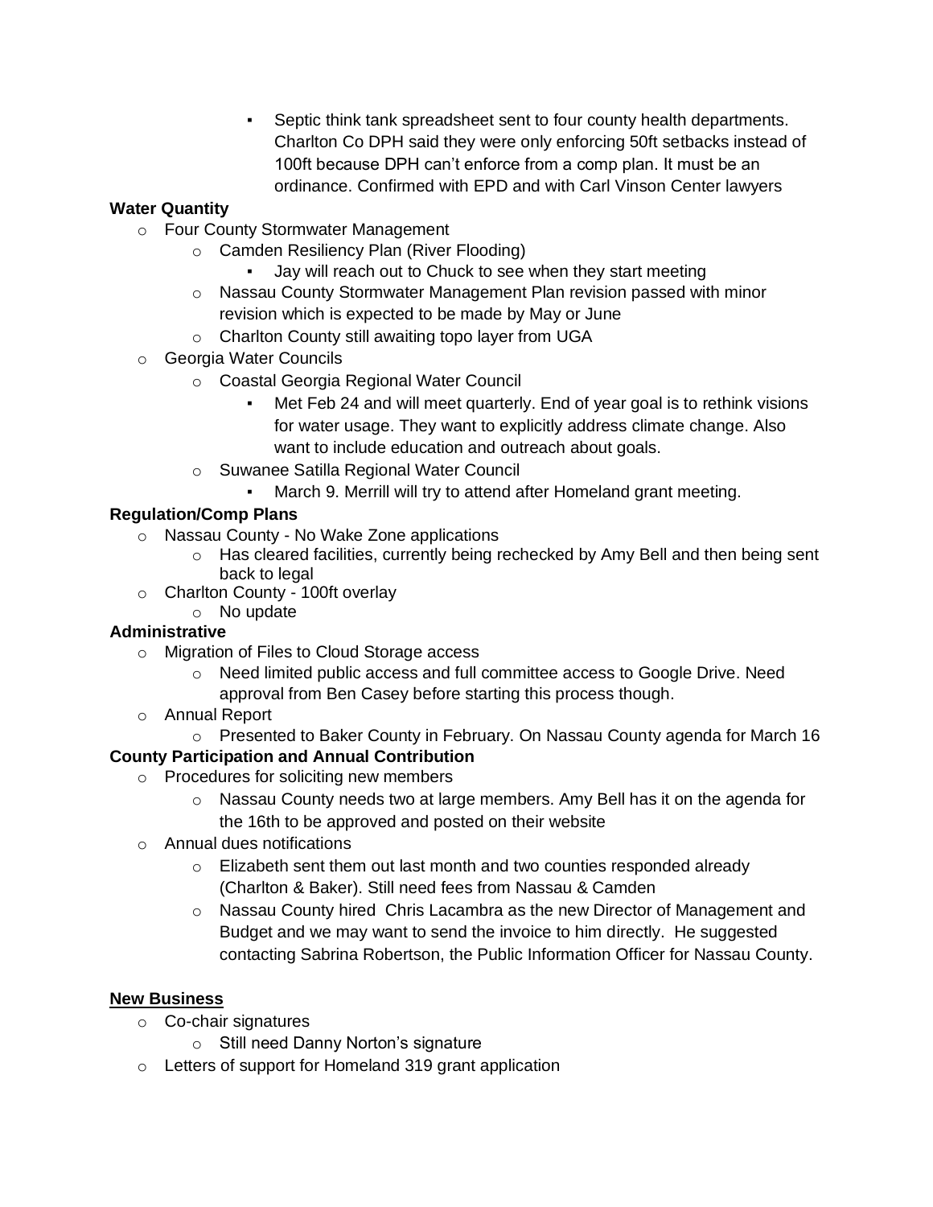- Septic think tank spreadsheet sent to four county health departments. Charlton Co DPH said they were only enforcing 50ft setbacks instead of 100ft because DPH can't enforce from a comp plan. It must be an ordinance. Confirmed with EPD and with Carl Vinson Center lawyers

**Water Quantity**

- Four County Stormwater Management
    - Camden Resiliency Plan (River Flooding)
        - Jay will reach out to Chuck to see when they start meeting
    - Nassau County Stormwater Management Plan revision passed with minor revision which is expected to be made by May or June
    - Charlton County still awaiting topo layer from UGA
- Georgia Water Councils
    - Coastal Georgia Regional Water Council
        - Met Feb 24 and will meet quarterly. End of year goal is to rethink visions for water usage. They want to explicitly address climate change. Also want to include education and outreach about goals.
    - Suwanee Satilla Regional Water Council
        - March 9. Merrill will try to attend after Homeland grant meeting.

**Regulation/Comp Plans**

- Nassau County - No Wake Zone applications
    - Has cleared facilities, currently being rechecked by Amy Bell and then being sent back to legal
- Charlton County - 100ft overlay
    - No update

**Administrative**

- Migration of Files to Cloud Storage access
    - Need limited public access and full committee access to Google Drive. Need approval from Ben Casey before starting this process though.
- Annual Report
    - Presented to Baker County in February. On Nassau County agenda for March 16

**County Participation and Annual Contribution**

- Procedures for soliciting new members
    - Nassau County needs two at large members. Amy Bell has it on the agenda for the 16th to be approved and posted on their website
- Annual dues notifications
    - Elizabeth sent them out last month and two counties responded already (Charlton & Baker). Still need fees from Nassau & Camden
    - Nassau County hired Chris Lacambra as the new Director of Management and Budget and we may want to send the invoice to him directly. He suggested contacting Sabrina Robertson, the Public Information Officer for Nassau County.

**New Business**

- Co-chair signatures
    - Still need Danny Norton's signature
- Letters of support for Homeland 319 grant application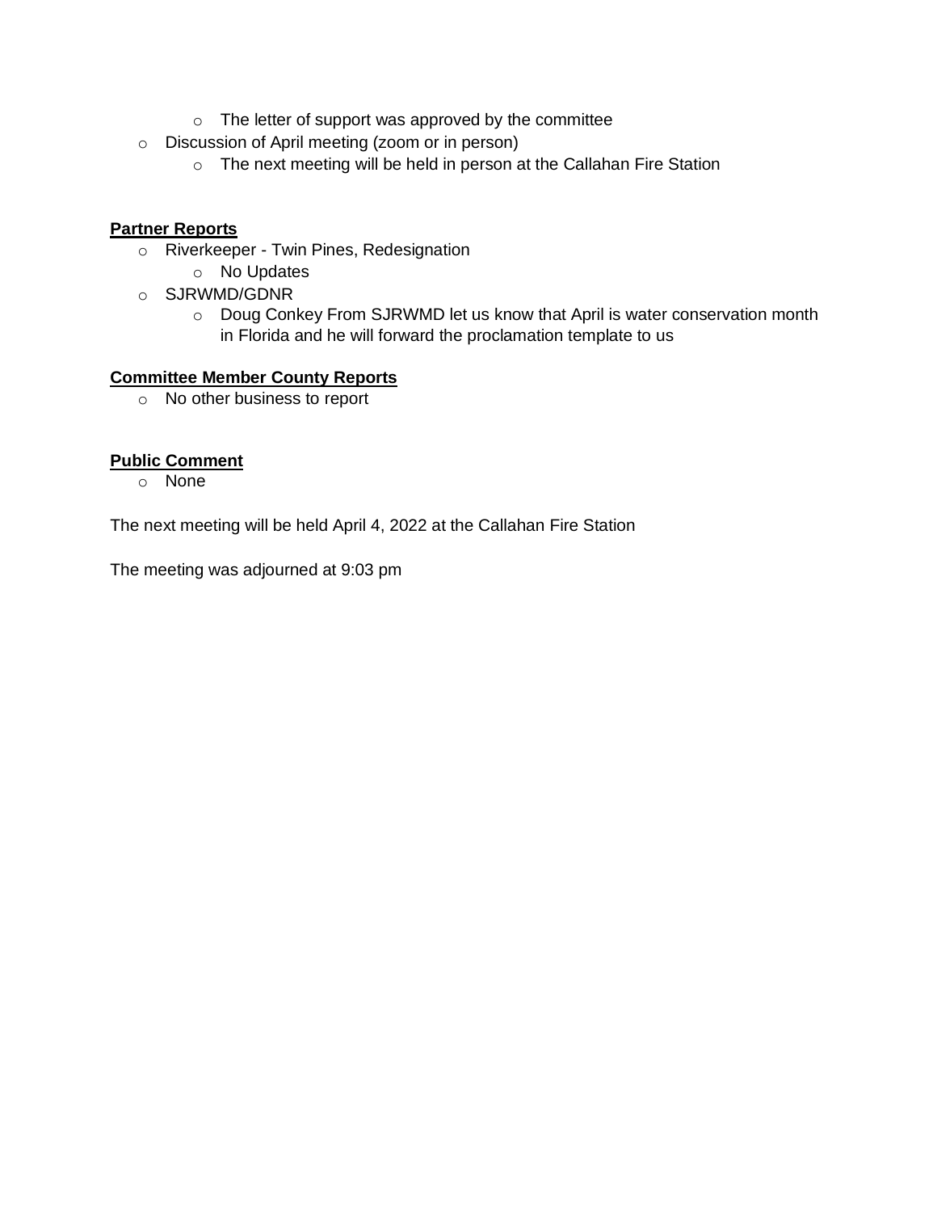- The letter of support was approved by the committee
- Discussion of April meeting (zoom or in person)
    - The next meeting will be held in person at the Callahan Fire Station

**Partner Reports**

- Riverkeeper - Twin Pines, Redesignation
    - No Updates
- SJRWMD/GDNR
    - Doug Conkey From SJRWMD let us know that April is water conservation month in Florida and he will forward the proclamation template to us

**Committee Member County Reports**

- No other business to report

**Public Comment**

- None

The next meeting will be held April 4, 2022 at the Callahan Fire Station

The meeting was adjourned at 9:03 pm